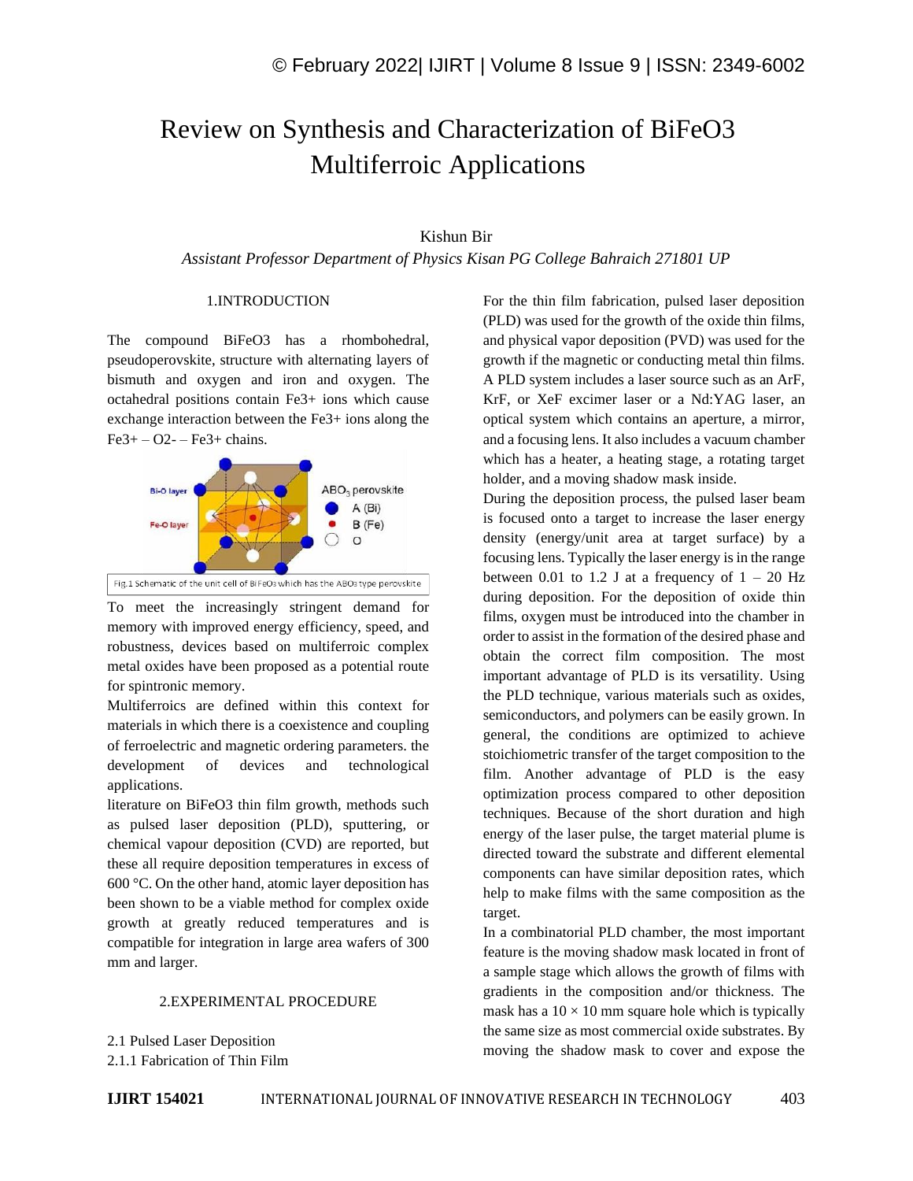# Review on Synthesis and Characterization of BiFeO3 Multiferroic Applications

Kishun Bir

*Assistant Professor Department of Physics Kisan PG College Bahraich 271801 UP*

## 1.INTRODUCTION

The compound $BiFeO_3$ has a rhombohedral, pseudoperovskite, structure with alternating layers of bismuth and oxygen and iron and oxygen. The octahedral positions contain $Fe^{3+}$ ions which cause exchange interaction between the $Fe^{3+}$ ions along the $Fe^{3+}$ – $O^{2-}$ – $Fe^{3+}$ chains.

Fig.1 Schematic of the unit cell of $BiFeO_3$ which has the $ABO_3$ type perovskite

To meet the increasingly stringent demand for memory with improved energy efficiency, speed, and robustness, devices based on multiferroic complex metal oxides have been proposed as a potential route for spintronic memory.

Multiferroics are defined within this context for materials in which there is a coexistence and coupling of ferroelectric and magnetic ordering parameters. the development of devices and technological applications.

literature on $BiFeO_3$ thin film growth, methods such as pulsed laser deposition (PLD), sputtering, or chemical vapour deposition (CVD) are reported, but these all require deposition temperatures in excess of 600 °C. On the other hand, atomic layer deposition has been shown to be a viable method for complex oxide growth at greatly reduced temperatures and is compatible for integration in large area wafers of 300 mm and larger.

## 2.EXPERIMENTAL PROCEDURE

### 2.1 Pulsed Laser Deposition

#### 2.1.1 Fabrication of Thin Film

For the thin film fabrication, pulsed laser deposition (PLD) was used for the growth of the oxide thin films, and physical vapor deposition (PVD) was used for the growth if the magnetic or conducting metal thin films. A PLD system includes a laser source such as an ArF, KrF, or XeF excimer laser or a Nd:YAG laser, an optical system which contains an aperture, a mirror, and a focusing lens. It also includes a vacuum chamber which has a heater, a heating stage, a rotating target holder, and a moving shadow mask inside.

During the deposition process, the pulsed laser beam is focused onto a target to increase the laser energy density (energy/unit area at target surface) by a focusing lens. Typically the laser energy is in the range between 0.01 to 1.2 J at a frequency of 1 – 20 Hz during deposition. For the deposition of oxide thin films, oxygen must be introduced into the chamber in order to assist in the formation of the desired phase and obtain the correct film composition. The most important advantage of PLD is its versatility. Using the PLD technique, various materials such as oxides, semiconductors, and polymers can be easily grown. In general, the conditions are optimized to achieve stoichiometric transfer of the target composition to the film. Another advantage of PLD is the easy optimization process compared to other deposition techniques. Because of the short duration and high energy of the laser pulse, the target material plume is directed toward the substrate and different elemental components can have similar deposition rates, which help to make films with the same composition as the target.

In a combinatorial PLD chamber, the most important feature is the moving shadow mask located in front of a sample stage which allows the growth of films with gradients in the composition and/or thickness. The mask has a $10 \times 10$ mm square hole which is typically the same size as most commercial oxide substrates. By moving the shadow mask to cover and expose the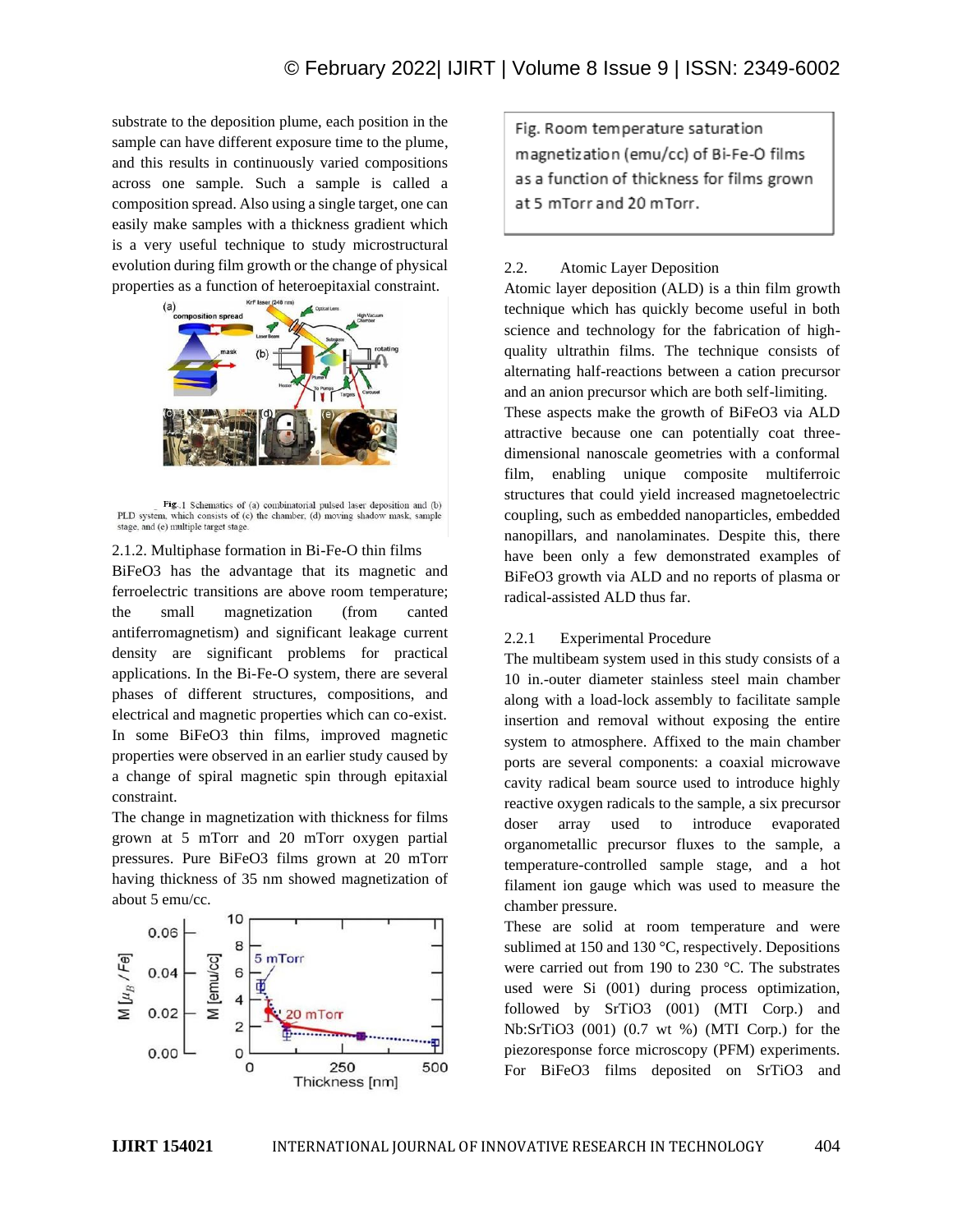substrate to the deposition plume, each position in the sample can have different exposure time to the plume, and this results in continuously varied compositions across one sample. Such a sample is called a composition spread. Also using a single target, one can easily make samples with a thickness gradient which is a very useful technique to study microstructural evolution during film growth or the change of physical properties as a function of heteroepitaxial constraint.

Fig. 1 Schematics of (a) combinatorial pulsed laser deposition and (b) PLD system, which consists of (c) the chamber, (d) moving shadow mask, sample stage, and (e) multiple target stage.

2.1.2. Multiphase formation in Bi-Fe-O thin films

BiFeO3 has the advantage that its magnetic and ferroelectric transitions are above room temperature; the small magnetization (from canted antiferromagnetism) and significant leakage current density are significant problems for practical applications. In the Bi-Fe-O system, there are several phases of different structures, compositions, and electrical and magnetic properties which can co-exist. In some BiFeO3 thin films, improved magnetic properties were observed in an earlier study caused by a change of spiral magnetic spin through epitaxial constraint.

The change in magnetization with thickness for films grown at 5 mTorr and 20 mTorr oxygen partial pressures. Pure BiFeO3 films grown at 20 mTorr having thickness of 35 nm showed magnetization of about 5 emu/cc.

Fig. Room temperature saturation magnetization (emu/cc) of Bi-Fe-O films as a function of thickness for films grown at 5 mTorr and 20 mTorr.

2.2. Atomic Layer Deposition

Atomic layer deposition (ALD) is a thin film growth technique which has quickly become useful in both science and technology for the fabrication of high-quality ultrathin films. The technique consists of alternating half-reactions between a cation precursor and an anion precursor which are both self-limiting.

These aspects make the growth of BiFeO3 via ALD attractive because one can potentially coat three-dimensional nanoscale geometries with a conformal film, enabling unique composite multiferroic structures that could yield increased magnetoelectric coupling, such as embedded nanoparticles, embedded nanopillars, and nanolaminates. Despite this, there have been only a few demonstrated examples of BiFeO3 growth via ALD and no reports of plasma or radical-assisted ALD thus far.

2.2.1 Experimental Procedure

The multibeam system used in this study consists of a 10 in.-outer diameter stainless steel main chamber along with a load-lock assembly to facilitate sample insertion and removal without exposing the entire system to atmosphere. Affixed to the main chamber ports are several components: a coaxial microwave cavity radical beam source used to introduce highly reactive oxygen radicals to the sample, a six precursor doser array used to introduce evaporated organometallic precursor fluxes to the sample, a temperature-controlled sample stage, and a hot filament ion gauge which was used to measure the chamber pressure.

These are solid at room temperature and were sublimed at 150 and 130 °C, respectively. Depositions were carried out from 190 to 230 °C. The substrates used were Si (001) during process optimization, followed by SrTiO3 (001) (MTI Corp.) and Nb:SrTiO3 (001) (0.7 wt %) (MTI Corp.) for the piezoresponse force microscopy (PFM) experiments. For BiFeO3 films deposited on SrTiO3 and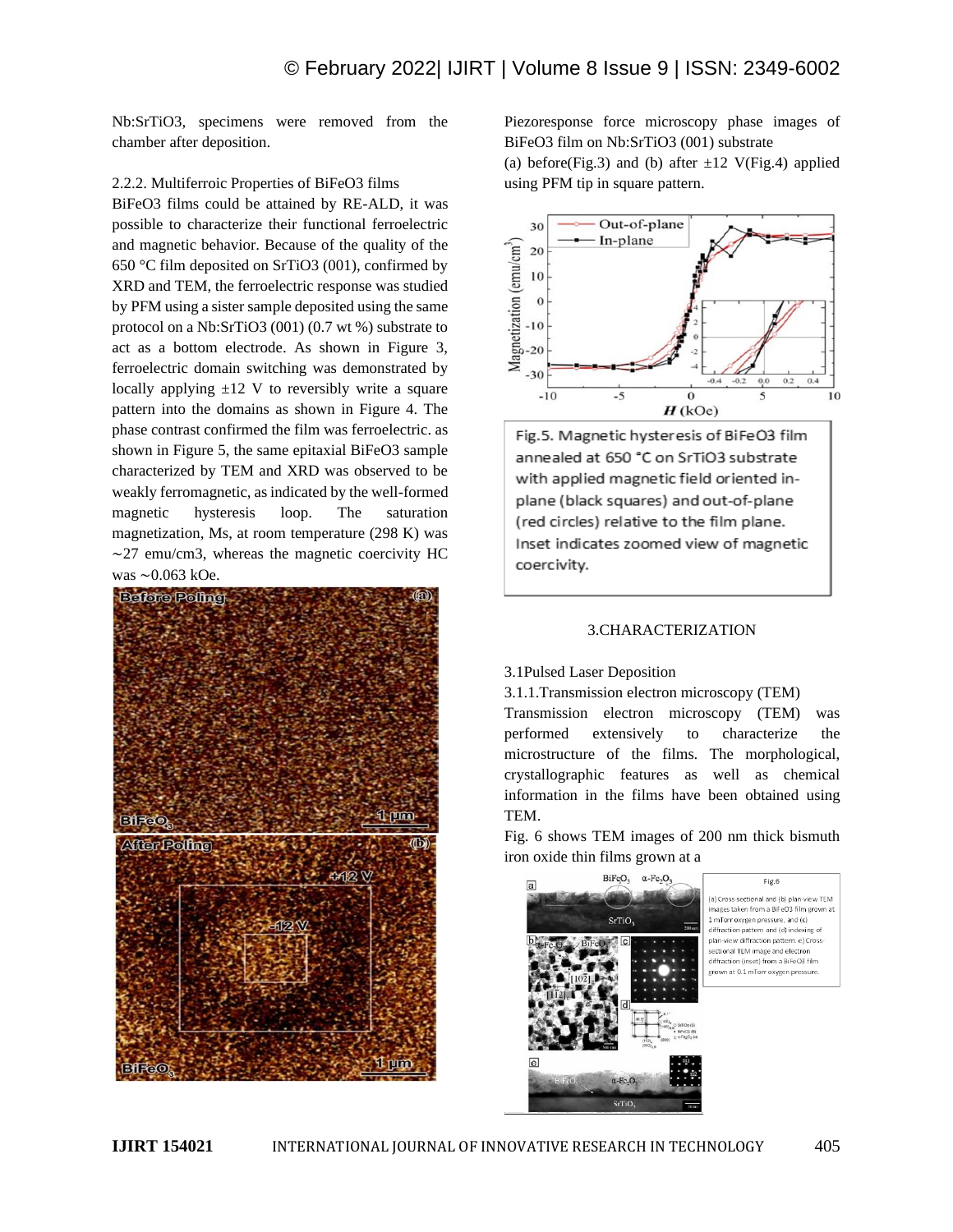Nb:SrTiO3, specimens were removed from the chamber after deposition.

2.2.2. Multiferroic Properties of BiFeO3 films

BiFeO3 films could be attained by RE-ALD, it was possible to characterize their functional ferroelectric and magnetic behavior. Because of the quality of the 650 °C film deposited on SrTiO3 (001), confirmed by XRD and TEM, the ferroelectric response was studied by PFM using a sister sample deposited using the same protocol on a Nb:SrTiO3 (001) (0.7 wt %) substrate to act as a bottom electrode. As shown in Figure 3, ferroelectric domain switching was demonstrated by locally applying ±12 V to reversibly write a square pattern into the domains as shown in Figure 4. The phase contrast confirmed the film was ferroelectric. as shown in Figure 5, the same epitaxial BiFeO3 sample characterized by TEM and XRD was observed to be weakly ferromagnetic, as indicated by the well-formed magnetic hysteresis loop. The saturation magnetization, Ms, at room temperature (298 K) was ∼27 emu/cm3, whereas the magnetic coercivity HC was ∼0.063 kOe.

Piezoresponse force microscopy phase images of BiFeO3 film on Nb:SrTiO3 (001) substrate

(a) before(Fig.3) and (b) after ±12 V(Fig.4) applied using PFM tip in square pattern.

Fig.5. Magnetic hysteresis of BiFeO3 film annealed at 650 °C on SrTiO3 substrate with applied magnetic field oriented in-plane (black squares) and out-of-plane (red circles) relative to the film plane. Inset indicates zoomed view of magnetic coercivity.

## 3.CHARACTERIZATION

### 3.1Pulsed Laser Deposition

#### 3.1.1.Transmission electron microscopy (TEM)

Transmission electron microscopy (TEM) was performed extensively to characterize the microstructure of the films. The morphological, crystallographic features as well as chemical information in the films have been obtained using TEM.

Fig. 6 shows TEM images of 200 nm thick bismuth iron oxide thin films grown at a

Fig.6

(a) Cross-sectional and (b) plan-view TEM images taken from a BiFeO3 film grown at 1 mTorr oxygen pressure, and (c) diffraction pattern and (d) indexing of plan-view diffraction pattern. e) Cross-sectional TEM image and electron diffraction (inset) from a BiFeO3 film grown at 0.1 mTorr oxygen pressure.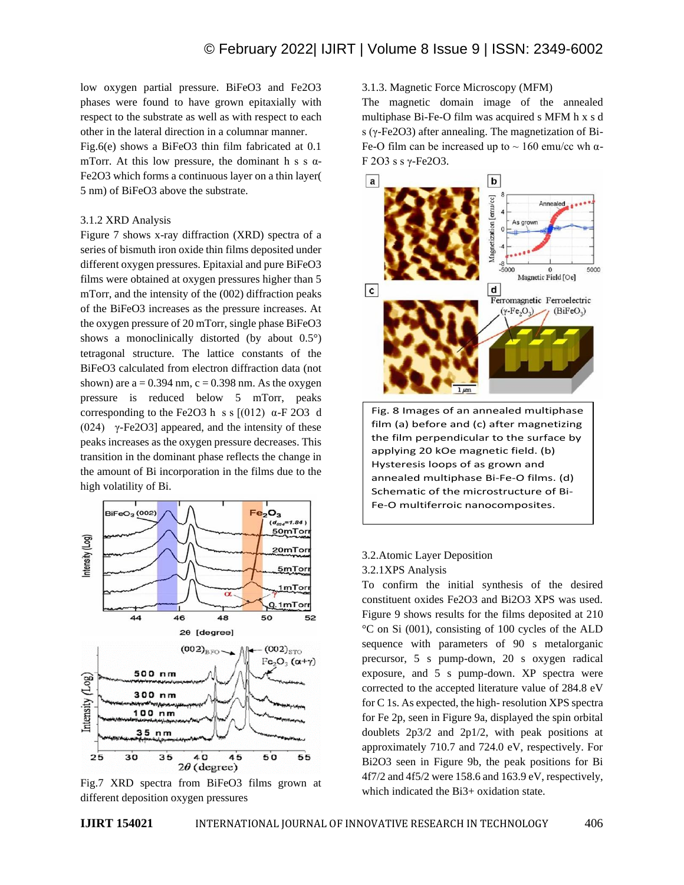low oxygen partial pressure. $BiFeO_3$ and $Fe_2O_3$ phases were found to have grown epitaxially with respect to the substrate as well as with respect to each other in the lateral direction in a columnar manner.

Fig.6(e) shows a $BiFeO_3$ thin film fabricated at 0.1 mTorr. At this low pressure, the dominant h s s α-$Fe_2O_3$ which forms a continuous layer on a thin layer( 5 nm) of $BiFeO_3$ above the substrate.

### 3.1.2 XRD Analysis

Figure 7 shows x-ray diffraction (XRD) spectra of a series of bismuth iron oxide thin films deposited under different oxygen pressures. Epitaxial and pure $BiFeO_3$ films were obtained at oxygen pressures higher than 5 mTorr, and the intensity of the (002) diffraction peaks of the $BiFeO_3$ increases as the pressure increases. At the oxygen pressure of 20 mTorr, single phase $BiFeO_3$ shows a monoclinically distorted (by about 0.5°) tetragonal structure. The lattice constants of the $BiFeO_3$ calculated from electron diffraction data (not shown) are a = 0.394 nm, c = 0.398 nm. As the oxygen pressure is reduced below 5 mTorr, peaks corresponding to the $Fe_2O_3$ h s s [(012) α-F 2O3 d (024) γ-$Fe_2O_3$] appeared, and the intensity of these peaks increases as the oxygen pressure decreases. This transition in the dominant phase reflects the change in the amount of Bi incorporation in the films due to the high volatility of Bi.

Fig.7 XRD spectra from $BiFeO_3$ films grown at different deposition oxygen pressures

### 3.1.3. Magnetic Force Microscopy (MFM)

The magnetic domain image of the annealed multiphase Bi-Fe-O film was acquired s MFM h x s d s (γ-$Fe_2O_3$) after annealing. The magnetization of Bi-Fe-O film can be increased up to ~ 160 emu/cc wh α-F 2O3 s s γ-$Fe_2O_3$.

Fig. 8 Images of an annealed multiphase film (a) before and (c) after magnetizing the film perpendicular to the surface by applying 20 kOe magnetic field. (b) Hysteresis loops of as grown and annealed multiphase Bi-Fe-O films. (d) Schematic of the microstructure of Bi-Fe-O multiferroic nanocomposites.

## 3.2. Atomic Layer Deposition

### 3.2.1 XPS Analysis

To confirm the initial synthesis of the desired constituent oxides $Fe_2O_3$ and $Bi_2O_3$ XPS was used. Figure 9 shows results for the films deposited at 210 °C on Si (001), consisting of 100 cycles of the ALD sequence with parameters of 90 s metalorganic precursor, 5 s pump-down, 20 s oxygen radical exposure, and 5 s pump-down. XP spectra were corrected to the accepted literature value of 284.8 eV for C 1s. As expected, the high- resolution XPS spectra for Fe 2p, seen in Figure 9a, displayed the spin orbital doublets 2p3/2 and 2p1/2, with peak positions at approximately 710.7 and 724.0 eV, respectively. For $Bi_2O_3$ seen in Figure 9b, the peak positions for Bi 4f7/2 and 4f5/2 were 158.6 and 163.9 eV, respectively, which indicated the $Bi^{3+}$ oxidation state.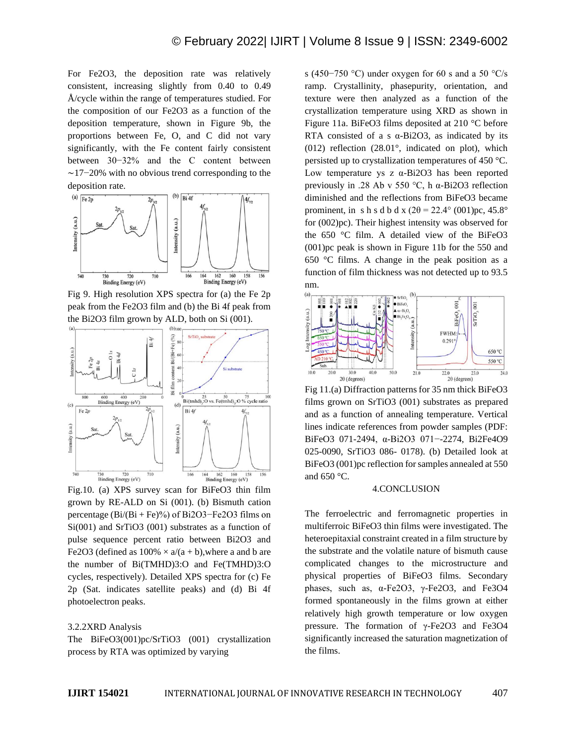For $Fe_2O_3$, the deposition rate was relatively consistent, increasing slightly from 0.40 to 0.49 Å/cycle within the range of temperatures studied. For the composition of our $Fe_2O_3$ as a function of the deposition temperature, shown in Figure 9b, the proportions between Fe, O, and C did not vary significantly, with the Fe content fairly consistent between 30−32% and the C content between ∼17−20% with no obvious trend corresponding to the deposition rate.

Fig 9. High resolution XPS spectra for (a) the Fe 2p peak from the $Fe_2O_3$ film and (b) the Bi 4f peak from the $Bi_2O_3$ film grown by ALD, both on Si (001).

Fig.10. (a) XPS survey scan for $BiFeO_3$ thin film grown by RE-ALD on Si (001). (b) Bismuth cation percentage (Bi/(Bi + Fe)%) of $Bi_2O_3$−$Fe_2O_3$ films on Si(001) and $SrTiO_3$ (001) substrates as a function of pulse sequence percent ratio between $Bi_2O_3$ and $Fe_2O_3$ (defined as $100\% \times a/(a + b)$, where a and b are the number of $Bi(TMHD)_3$:O and $Fe(TMHD)_3$:O cycles, respectively). Detailed XPS spectra for (c) Fe 2p (Sat. indicates satellite peaks) and (d) Bi 4f photoelectron peaks.

### 3.2.2 XRD Analysis

The $BiFeO_3(001)_{pc}/SrTiO_3$ (001) crystallization process by RTA was optimized by varying s (450−750 °C) under oxygen for 60 s and a 50 °C/s ramp. Crystallinity, phasepurity, orientation, and texture were then analyzed as a function of the crystallization temperature using XRD as shown in Figure 11a. $BiFeO_3$ films deposited at 210 °C before RTA consisted of a s α-$Bi_2O_3$, as indicated by its (012) reflection (28.01°, indicated on plot), which persisted up to crystallization temperatures of 450 °C. Low temperature ys z α-$Bi_2O_3$ has been reported previously in .28 Ab v 550 °C, h α-$Bi_2O_3$ reflection diminished and the reflections from $BiFeO_3$ became prominent, in s h s d b d x (2θ = 22.4° $(001)_{pc}$, 45.8° for $(002)_{pc}$). Their highest intensity was observed for the 650 °C film. A detailed view of the $BiFeO_3$ $(001)_{pc}$ peak is shown in Figure 11b for the 550 and 650 °C films. A change in the peak position as a function of film thickness was not detected up to 93.5 nm.

Fig 11.(a) Diffraction patterns for 35 nm thick $BiFeO_3$ films grown on $SrTiO_3$ (001) substrates as prepared and as a function of annealing temperature. Vertical lines indicate references from powder samples (PDF: $BiFeO_3$ 071-2494, α-$Bi_2O_3$ 071−-2274, $Bi_2Fe_4O_9$ 025-0090, $SrTiO_3$ 086- 0178). (b) Detailed look at $BiFeO_3$ $(001)_{pc}$ reflection for samples annealed at 550 and 650 °C.

## 4. CONCLUSION

The ferroelectric and ferromagnetic properties in multiferroic $BiFeO_3$ thin films were investigated. The heteroepitaxial constraint created in a film structure by the substrate and the volatile nature of bismuth cause complicated changes to the microstructure and physical properties of $BiFeO_3$ films. Secondary phases, such as, α-$Fe_2O_3$, γ-$Fe_2O_3$, and $Fe_3O_4$ formed spontaneously in the films grown at either relatively high growth temperature or low oxygen pressure. The formation of γ-$Fe_2O_3$ and $Fe_3O_4$ significantly increased the saturation magnetization of the films.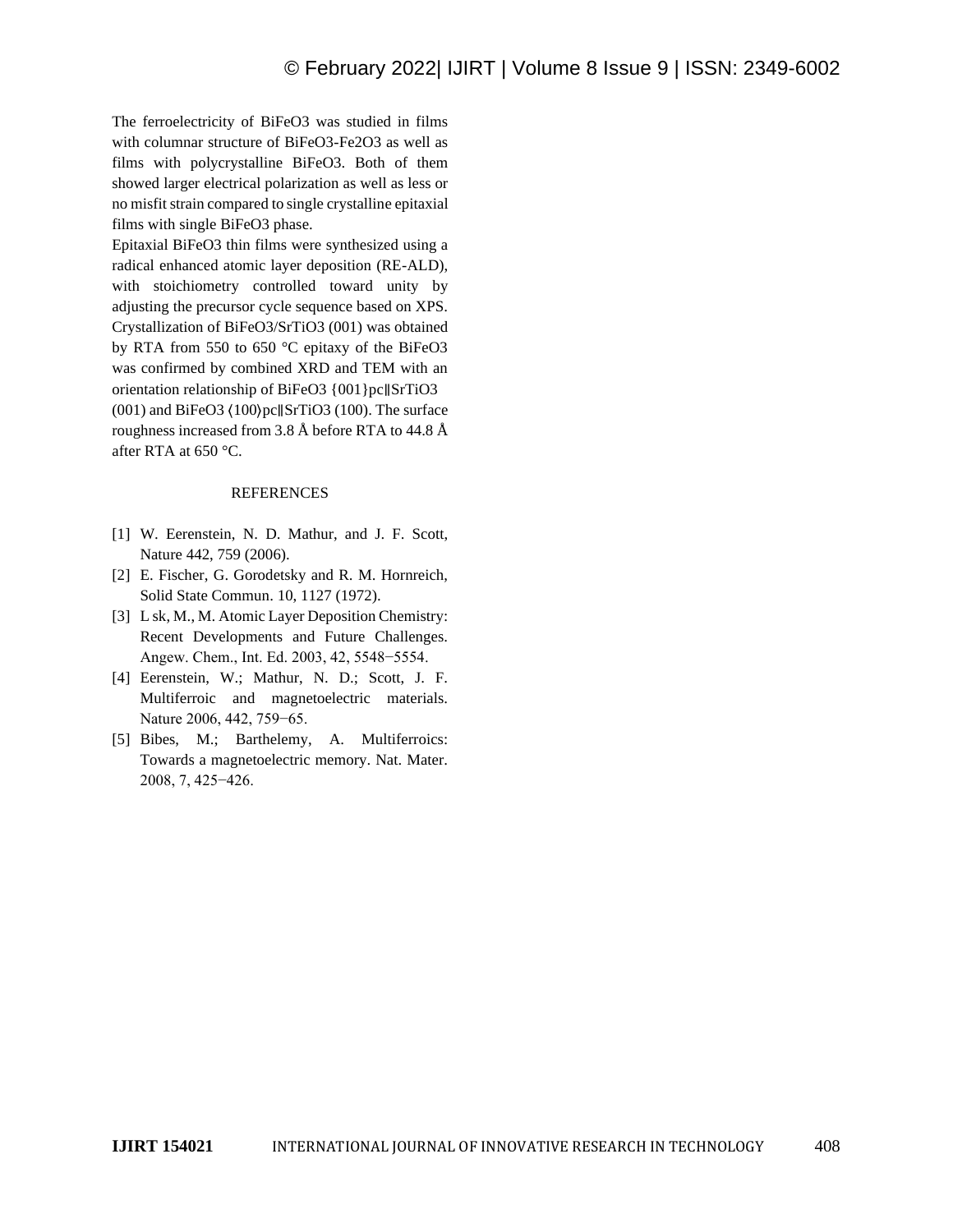The ferroelectricity of $BiFeO_3$ was studied in films with columnar structure of $BiFeO_3$-$Fe_2O_3$ as well as films with polycrystalline $BiFeO_3$. Both of them showed larger electrical polarization as well as less or no misfit strain compared to single crystalline epitaxial films with single $BiFeO_3$ phase.

Epitaxial $BiFeO_3$ thin films were synthesized using a radical enhanced atomic layer deposition (RE-ALD), with stoichiometry controlled toward unity by adjusting the precursor cycle sequence based on XPS. Crystallization of $BiFeO_3$/$SrTiO_3$ (001) was obtained by RTA from 550 to 650 °C epitaxy of the $BiFeO_3$ was confirmed by combined XRD and TEM with an orientation relationship of $BiFeO_3$ {001}pc‖$SrTiO_3$ (001) and $BiFeO_3$ ⟨100⟩pc‖$SrTiO_3$ (100). The surface roughness increased from 3.8 Å before RTA to 44.8 Å after RTA at 650 °C.

## REFERENCES

[1] W. Eerenstein, N. D. Mathur, and J. F. Scott, Nature 442, 759 (2006).

[2] E. Fischer, G. Gorodetsky and R. M. Hornreich, Solid State Commun. 10, 1127 (1972).

[3] L sk, M., M. Atomic Layer Deposition Chemistry: Recent Developments and Future Challenges. Angew. Chem., Int. Ed. 2003, 42, 5548−5554.

[4] Eerenstein, W.; Mathur, N. D.; Scott, J. F. Multiferroic and magnetoelectric materials. Nature 2006, 442, 759−65.

[5] Bibes, M.; Barthelemy, A. Multiferroics: Towards a magnetoelectric memory. Nat. Mater. 2008, 7, 425−426.